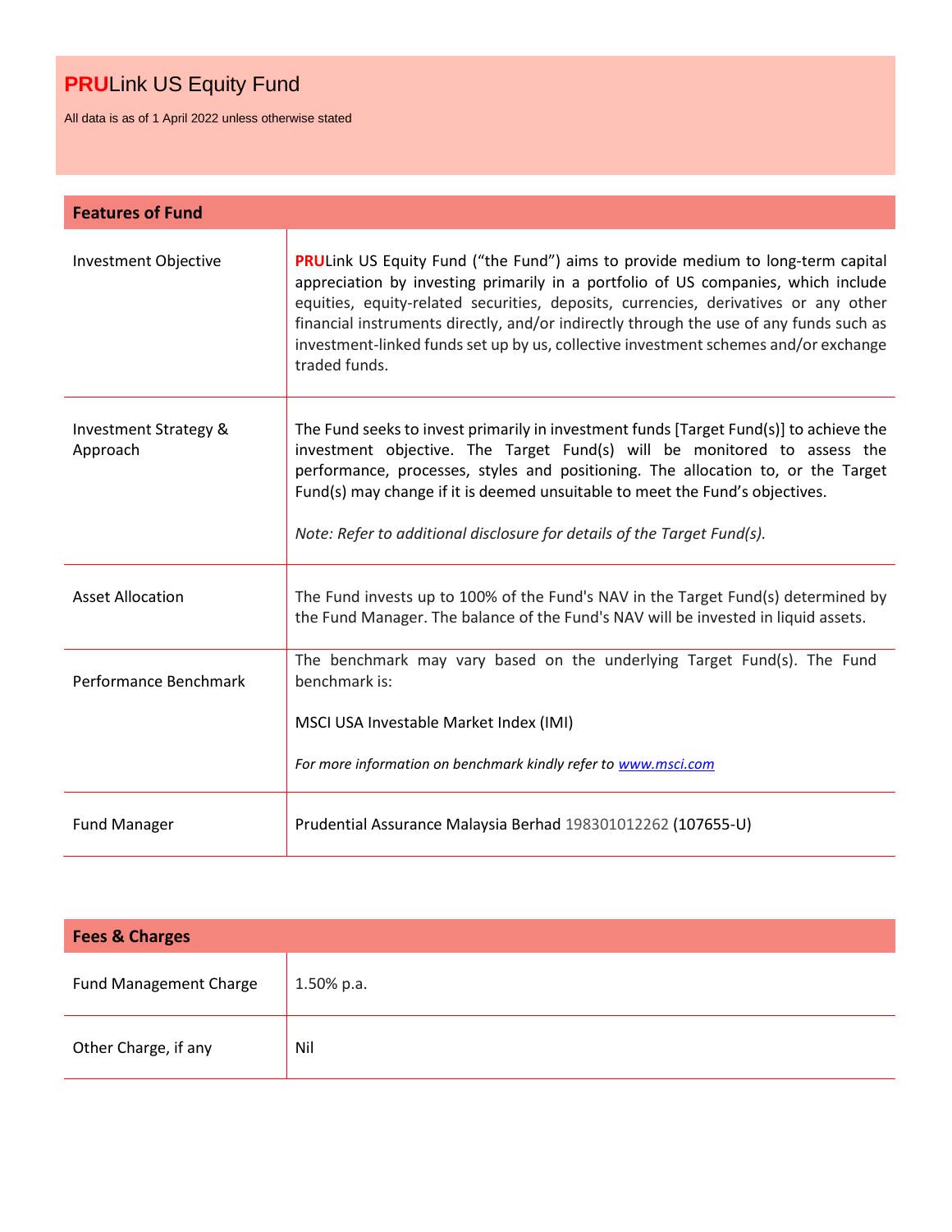# PRULink US Equity Fund

All data is as of 1 April 2022 unless otherwise stated

## Features of Fund

| Features of Fund | |
|---|---|
| Investment Objective | PRULink US Equity Fund ("the Fund") aims to provide medium to long-term capital appreciation by investing primarily in a portfolio of US companies, which include equities, equity-related securities, deposits, currencies, derivatives or any other financial instruments directly, and/or indirectly through the use of any funds such as investment-linked funds set up by us, collective investment schemes and/or exchange traded funds. |
| Investment Strategy & Approach | The Fund seeks to invest primarily in investment funds [Target Fund(s)] to achieve the investment objective. The Target Fund(s) will be monitored to assess the performance, processes, styles and positioning. The allocation to, or the Target Fund(s) may change if it is deemed unsuitable to meet the Fund's objectives.<br><br>*Note: Refer to additional disclosure for details of the Target Fund(s).* |
| Asset Allocation | The Fund invests up to 100% of the Fund's NAV in the Target Fund(s) determined by the Fund Manager. The balance of the Fund's NAV will be invested in liquid assets. |
| Performance Benchmark | The benchmark may vary based on the underlying Target Fund(s). The Fund benchmark is:<br><br>MSCI USA Investable Market Index (IMI)<br><br>*For more information on benchmark kindly refer to [www.msci.com](http://www.msci.com)* |
| Fund Manager | Prudential Assurance Malaysia Berhad 198301012262 (107655-U) |

## Fees & Charges

| Fees & Charges | |
|---|---|
| Fund Management Charge | 1.50% p.a. |
| Other Charge, if any | Nil |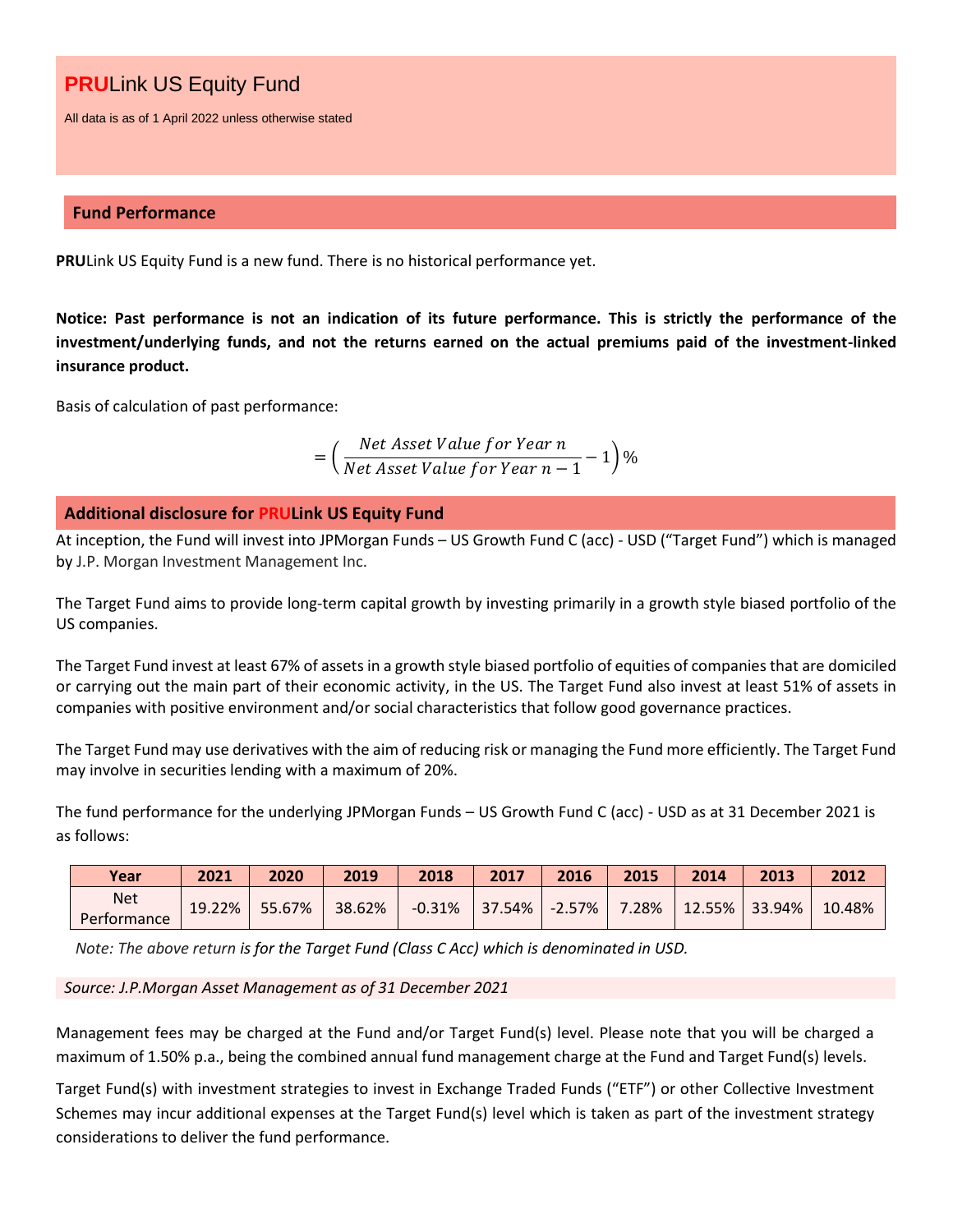# **PRU**Link US Equity Fund

All data is as of 1 April 2022 unless otherwise stated

## Fund Performance

**PRU**Link US Equity Fund is a new fund. There is no historical performance yet.

**Notice: Past performance is not an indication of its future performance. This is strictly the performance of the investment/underlying funds, and not the returns earned on the actual premiums paid of the investment-linked insurance product.**

Basis of calculation of past performance:

$$= \left( \frac{Net\ Asset\ Value\ for\ Year\ n}{Net\ Asset\ Value\ for\ Year\ n-1} - 1 \right)\%$$

## Additional disclosure for PRULink US Equity Fund

At inception, the Fund will invest into JPMorgan Funds – US Growth Fund C (acc) - USD ("Target Fund") which is managed by J.P. Morgan Investment Management Inc.

The Target Fund aims to provide long-term capital growth by investing primarily in a growth style biased portfolio of the US companies.

The Target Fund invest at least 67% of assets in a growth style biased portfolio of equities of companies that are domiciled or carrying out the main part of their economic activity, in the US. The Target Fund also invest at least 51% of assets in companies with positive environment and/or social characteristics that follow good governance practices.

The Target Fund may use derivatives with the aim of reducing risk or managing the Fund more efficiently. The Target Fund may involve in securities lending with a maximum of 20%.

The fund performance for the underlying JPMorgan Funds – US Growth Fund C (acc) - USD as at 31 December 2021 is as follows:

| Year | 2021 | 2020 | 2019 | 2018 | 2017 | 2016 | 2015 | 2014 | 2013 | 2012 |
|---|---|---|---|---|---|---|---|---|---|---|
| Net Performance | 19.22% | 55.67% | 38.62% | -0.31% | 37.54% | -2.57% | 7.28% | 12.55% | 33.94% | 10.48% |

*Note: The above return is for the Target Fund (Class C Acc) which is denominated in USD.*

*Source: J.P.Morgan Asset Management as of 31 December 2021*

Management fees may be charged at the Fund and/or Target Fund(s) level. Please note that you will be charged a maximum of 1.50% p.a., being the combined annual fund management charge at the Fund and Target Fund(s) levels.

Target Fund(s) with investment strategies to invest in Exchange Traded Funds ("ETF") or other Collective Investment Schemes may incur additional expenses at the Target Fund(s) level which is taken as part of the investment strategy considerations to deliver the fund performance.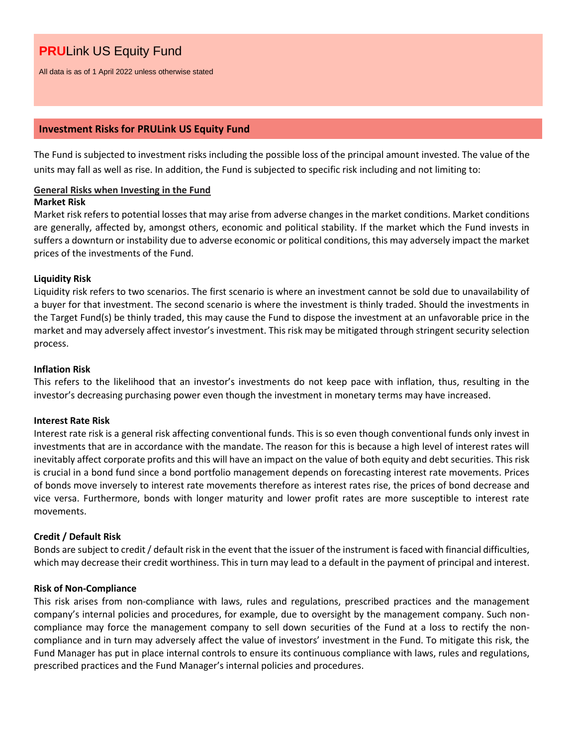# **PRU**Link US Equity Fund

All data is as of 1 April 2022 unless otherwise stated

## Investment Risks for PRULink US Equity Fund

The Fund is subjected to investment risks including the possible loss of the principal amount invested. The value of the units may fall as well as rise. In addition, the Fund is subjected to specific risk including and not limiting to:

**General Risks when Investing in the Fund**

**Market Risk**

Market risk refers to potential losses that may arise from adverse changes in the market conditions. Market conditions are generally, affected by, amongst others, economic and political stability. If the market which the Fund invests in suffers a downturn or instability due to adverse economic or political conditions, this may adversely impact the market prices of the investments of the Fund.

**Liquidity Risk**

Liquidity risk refers to two scenarios. The first scenario is where an investment cannot be sold due to unavailability of a buyer for that investment. The second scenario is where the investment is thinly traded. Should the investments in the Target Fund(s) be thinly traded, this may cause the Fund to dispose the investment at an unfavorable price in the market and may adversely affect investor's investment. This risk may be mitigated through stringent security selection process.

**Inflation Risk**

This refers to the likelihood that an investor's investments do not keep pace with inflation, thus, resulting in the investor's decreasing purchasing power even though the investment in monetary terms may have increased.

**Interest Rate Risk**

Interest rate risk is a general risk affecting conventional funds. This is so even though conventional funds only invest in investments that are in accordance with the mandate. The reason for this is because a high level of interest rates will inevitably affect corporate profits and this will have an impact on the value of both equity and debt securities. This risk is crucial in a bond fund since a bond portfolio management depends on forecasting interest rate movements. Prices of bonds move inversely to interest rate movements therefore as interest rates rise, the prices of bond decrease and vice versa. Furthermore, bonds with longer maturity and lower profit rates are more susceptible to interest rate movements.

**Credit / Default Risk**

Bonds are subject to credit / default risk in the event that the issuer of the instrument is faced with financial difficulties, which may decrease their credit worthiness. This in turn may lead to a default in the payment of principal and interest.

**Risk of Non-Compliance**

This risk arises from non-compliance with laws, rules and regulations, prescribed practices and the management company's internal policies and procedures, for example, due to oversight by the management company. Such non-compliance may force the management company to sell down securities of the Fund at a loss to rectify the non-compliance and in turn may adversely affect the value of investors' investment in the Fund. To mitigate this risk, the Fund Manager has put in place internal controls to ensure its continuous compliance with laws, rules and regulations, prescribed practices and the Fund Manager's internal policies and procedures.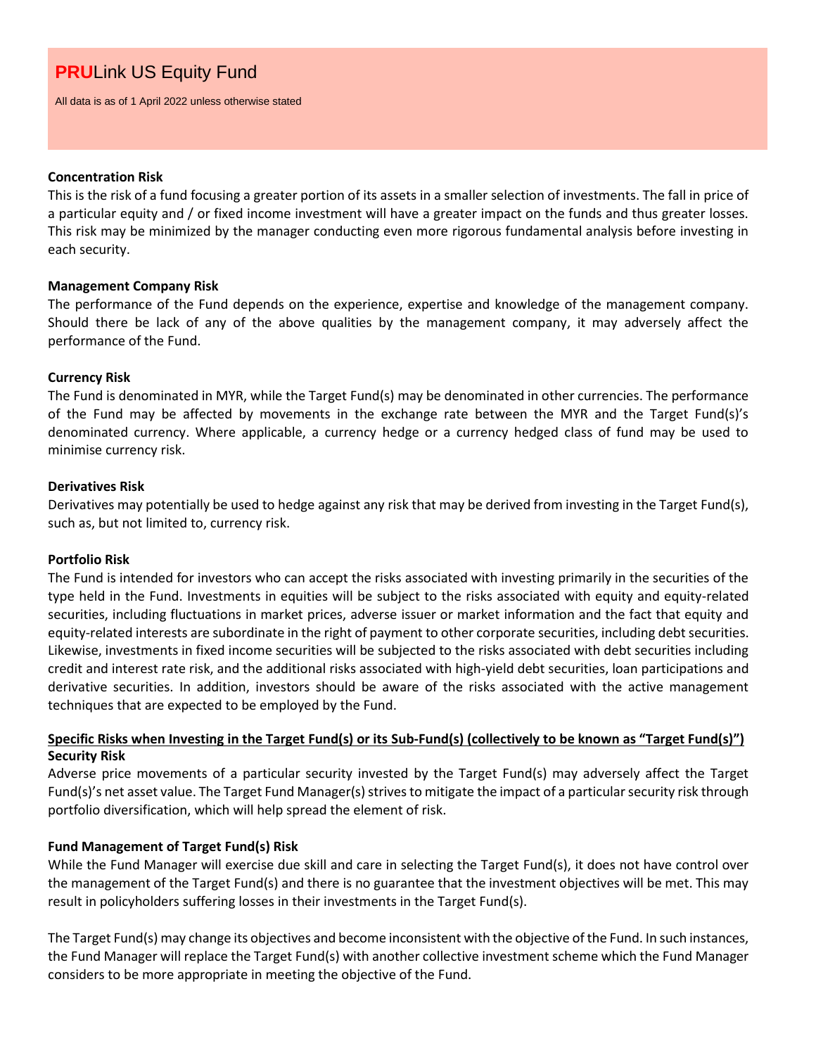# **PRU**Link US Equity Fund

All data is as of 1 April 2022 unless otherwise stated

**Concentration Risk**

This is the risk of a fund focusing a greater portion of its assets in a smaller selection of investments. The fall in price of a particular equity and / or fixed income investment will have a greater impact on the funds and thus greater losses. This risk may be minimized by the manager conducting even more rigorous fundamental analysis before investing in each security.

**Management Company Risk**

The performance of the Fund depends on the experience, expertise and knowledge of the management company. Should there be lack of any of the above qualities by the management company, it may adversely affect the performance of the Fund.

**Currency Risk**

The Fund is denominated in MYR, while the Target Fund(s) may be denominated in other currencies. The performance of the Fund may be affected by movements in the exchange rate between the MYR and the Target Fund(s)'s denominated currency. Where applicable, a currency hedge or a currency hedged class of fund may be used to minimise currency risk.

**Derivatives Risk**

Derivatives may potentially be used to hedge against any risk that may be derived from investing in the Target Fund(s), such as, but not limited to, currency risk.

**Portfolio Risk**

The Fund is intended for investors who can accept the risks associated with investing primarily in the securities of the type held in the Fund. Investments in equities will be subject to the risks associated with equity and equity-related securities, including fluctuations in market prices, adverse issuer or market information and the fact that equity and equity-related interests are subordinate in the right of payment to other corporate securities, including debt securities. Likewise, investments in fixed income securities will be subjected to the risks associated with debt securities including credit and interest rate risk, and the additional risks associated with high-yield debt securities, loan participations and derivative securities. In addition, investors should be aware of the risks associated with the active management techniques that are expected to be employed by the Fund.

**<u>Specific Risks when Investing in the Target Fund(s) or its Sub-Fund(s) (collectively to be known as "Target Fund(s)")</u>**

**Security Risk**

Adverse price movements of a particular security invested by the Target Fund(s) may adversely affect the Target Fund(s)'s net asset value. The Target Fund Manager(s) strives to mitigate the impact of a particular security risk through portfolio diversification, which will help spread the element of risk.

**Fund Management of Target Fund(s) Risk**

While the Fund Manager will exercise due skill and care in selecting the Target Fund(s), it does not have control over the management of the Target Fund(s) and there is no guarantee that the investment objectives will be met. This may result in policyholders suffering losses in their investments in the Target Fund(s).

The Target Fund(s) may change its objectives and become inconsistent with the objective of the Fund. In such instances, the Fund Manager will replace the Target Fund(s) with another collective investment scheme which the Fund Manager considers to be more appropriate in meeting the objective of the Fund.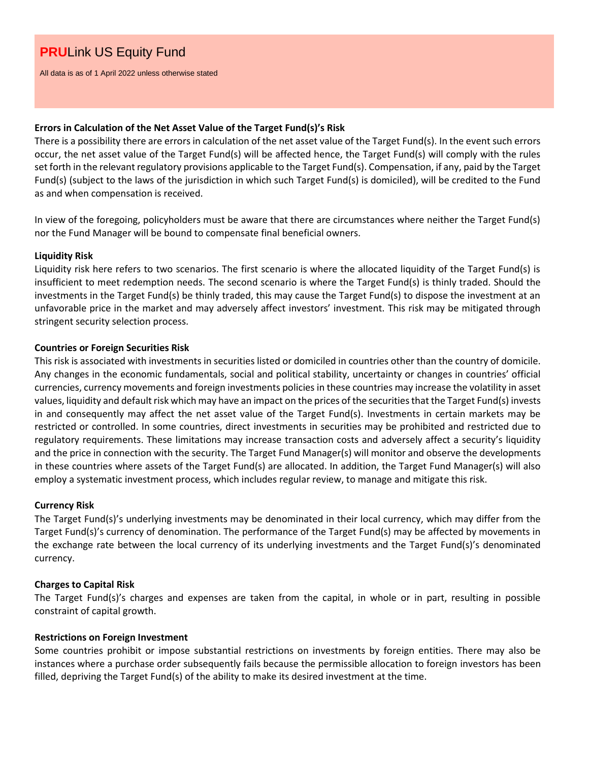# PRULink US Equity Fund

All data is as of 1 April 2022 unless otherwise stated

**Errors in Calculation of the Net Asset Value of the Target Fund(s)'s Risk**

There is a possibility there are errors in calculation of the net asset value of the Target Fund(s). In the event such errors occur, the net asset value of the Target Fund(s) will be affected hence, the Target Fund(s) will comply with the rules set forth in the relevant regulatory provisions applicable to the Target Fund(s). Compensation, if any, paid by the Target Fund(s) (subject to the laws of the jurisdiction in which such Target Fund(s) is domiciled), will be credited to the Fund as and when compensation is received.

In view of the foregoing, policyholders must be aware that there are circumstances where neither the Target Fund(s) nor the Fund Manager will be bound to compensate final beneficial owners.

**Liquidity Risk**

Liquidity risk here refers to two scenarios. The first scenario is where the allocated liquidity of the Target Fund(s) is insufficient to meet redemption needs. The second scenario is where the Target Fund(s) is thinly traded. Should the investments in the Target Fund(s) be thinly traded, this may cause the Target Fund(s) to dispose the investment at an unfavorable price in the market and may adversely affect investors' investment. This risk may be mitigated through stringent security selection process.

**Countries or Foreign Securities Risk**

This risk is associated with investments in securities listed or domiciled in countries other than the country of domicile. Any changes in the economic fundamentals, social and political stability, uncertainty or changes in countries' official currencies, currency movements and foreign investments policies in these countries may increase the volatility in asset values, liquidity and default risk which may have an impact on the prices of the securities that the Target Fund(s) invests in and consequently may affect the net asset value of the Target Fund(s). Investments in certain markets may be restricted or controlled. In some countries, direct investments in securities may be prohibited and restricted due to regulatory requirements. These limitations may increase transaction costs and adversely affect a security's liquidity and the price in connection with the security. The Target Fund Manager(s) will monitor and observe the developments in these countries where assets of the Target Fund(s) are allocated. In addition, the Target Fund Manager(s) will also employ a systematic investment process, which includes regular review, to manage and mitigate this risk.

**Currency Risk**

The Target Fund(s)'s underlying investments may be denominated in their local currency, which may differ from the Target Fund(s)'s currency of denomination. The performance of the Target Fund(s) may be affected by movements in the exchange rate between the local currency of its underlying investments and the Target Fund(s)'s denominated currency.

**Charges to Capital Risk**

The Target Fund(s)'s charges and expenses are taken from the capital, in whole or in part, resulting in possible constraint of capital growth.

**Restrictions on Foreign Investment**

Some countries prohibit or impose substantial restrictions on investments by foreign entities. There may also be instances where a purchase order subsequently fails because the permissible allocation to foreign investors has been filled, depriving the Target Fund(s) of the ability to make its desired investment at the time.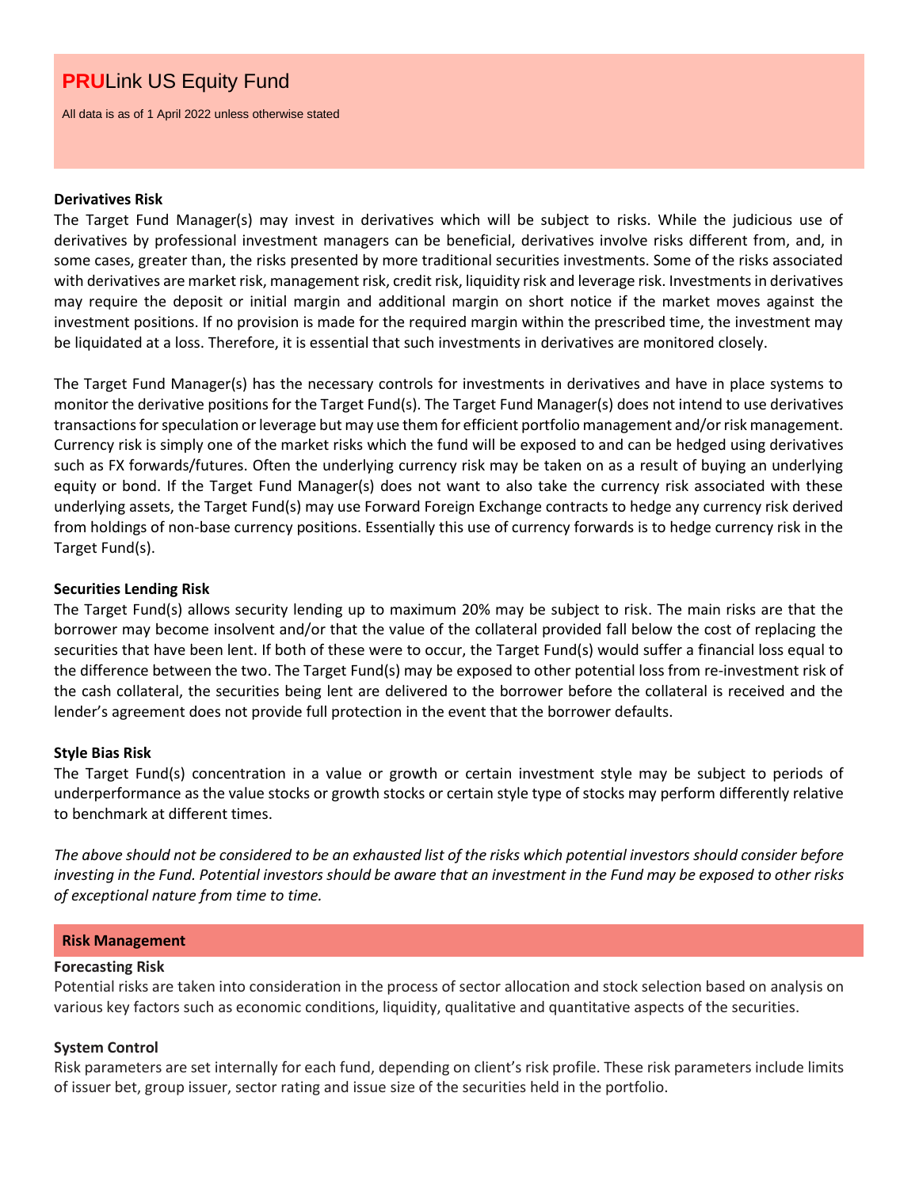# PRULink US Equity Fund

All data is as of 1 April 2022 unless otherwise stated

**Derivatives Risk**

The Target Fund Manager(s) may invest in derivatives which will be subject to risks. While the judicious use of derivatives by professional investment managers can be beneficial, derivatives involve risks different from, and, in some cases, greater than, the risks presented by more traditional securities investments. Some of the risks associated with derivatives are market risk, management risk, credit risk, liquidity risk and leverage risk. Investments in derivatives may require the deposit or initial margin and additional margin on short notice if the market moves against the investment positions. If no provision is made for the required margin within the prescribed time, the investment may be liquidated at a loss. Therefore, it is essential that such investments in derivatives are monitored closely.

The Target Fund Manager(s) has the necessary controls for investments in derivatives and have in place systems to monitor the derivative positions for the Target Fund(s). The Target Fund Manager(s) does not intend to use derivatives transactions for speculation or leverage but may use them for efficient portfolio management and/or risk management. Currency risk is simply one of the market risks which the fund will be exposed to and can be hedged using derivatives such as FX forwards/futures. Often the underlying currency risk may be taken on as a result of buying an underlying equity or bond. If the Target Fund Manager(s) does not want to also take the currency risk associated with these underlying assets, the Target Fund(s) may use Forward Foreign Exchange contracts to hedge any currency risk derived from holdings of non-base currency positions. Essentially this use of currency forwards is to hedge currency risk in the Target Fund(s).

**Securities Lending Risk**

The Target Fund(s) allows security lending up to maximum 20% may be subject to risk. The main risks are that the borrower may become insolvent and/or that the value of the collateral provided fall below the cost of replacing the securities that have been lent. If both of these were to occur, the Target Fund(s) would suffer a financial loss equal to the difference between the two. The Target Fund(s) may be exposed to other potential loss from re-investment risk of the cash collateral, the securities being lent are delivered to the borrower before the collateral is received and the lender's agreement does not provide full protection in the event that the borrower defaults.

**Style Bias Risk**

The Target Fund(s) concentration in a value or growth or certain investment style may be subject to periods of underperformance as the value stocks or growth stocks or certain style type of stocks may perform differently relative to benchmark at different times.

*The above should not be considered to be an exhausted list of the risks which potential investors should consider before investing in the Fund. Potential investors should be aware that an investment in the Fund may be exposed to other risks of exceptional nature from time to time.*

## Risk Management

**Forecasting Risk**

Potential risks are taken into consideration in the process of sector allocation and stock selection based on analysis on various key factors such as economic conditions, liquidity, qualitative and quantitative aspects of the securities.

**System Control**

Risk parameters are set internally for each fund, depending on client's risk profile. These risk parameters include limits of issuer bet, group issuer, sector rating and issue size of the securities held in the portfolio.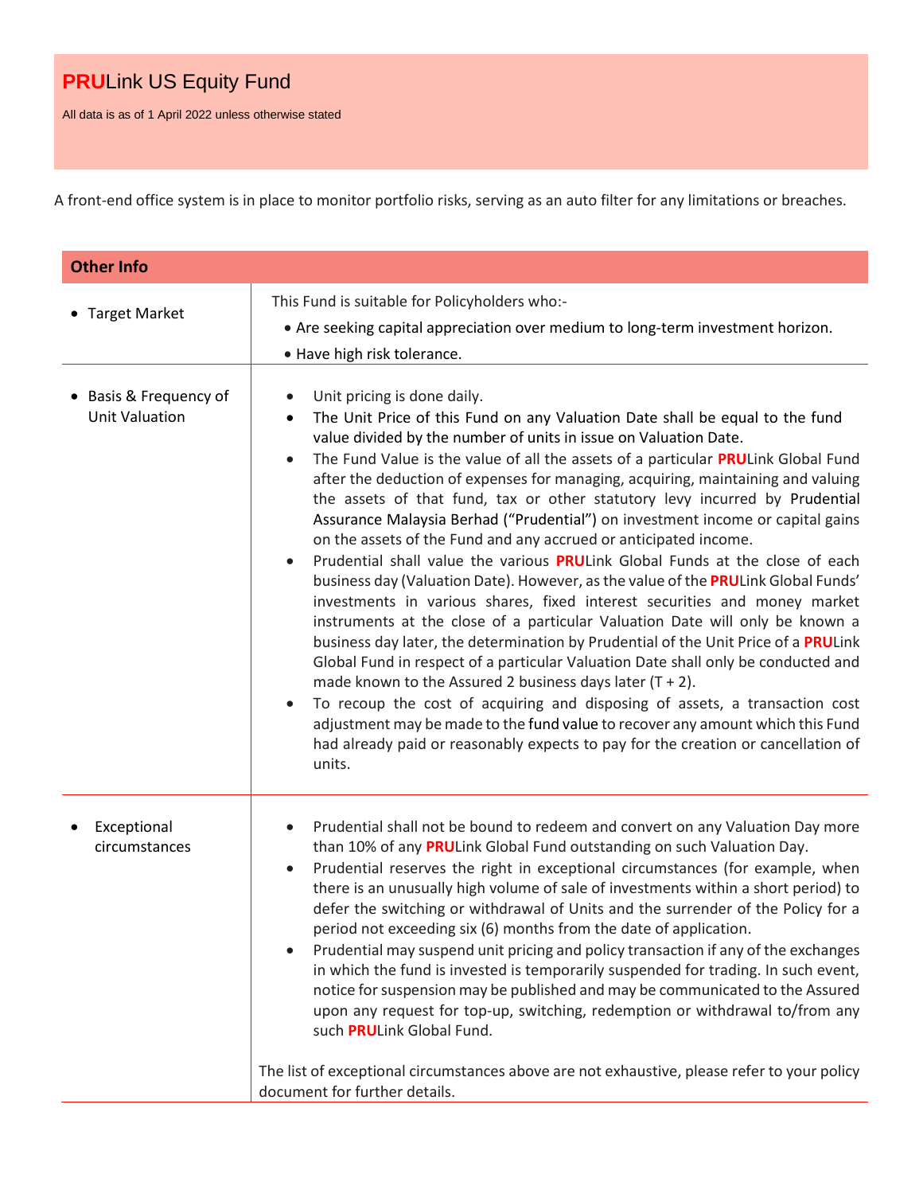# **PRU**Link US Equity Fund

All data is as of 1 April 2022 unless otherwise stated

A front-end office system is in place to monitor portfolio risks, serving as an auto filter for any limitations or breaches.

| **Other Info** | |
|---|---|
| • Target Market | This Fund is suitable for Policyholders who:-<br>• Are seeking capital appreciation over medium to long-term investment horizon.<br>• Have high risk tolerance. |
| • Basis & Frequency of Unit Valuation | • Unit pricing is done daily.<br>• The Unit Price of this Fund on any Valuation Date shall be equal to the fund value divided by the number of units in issue on Valuation Date.<br>• The Fund Value is the value of all the assets of a particular **PRU**Link Global Fund after the deduction of expenses for managing, acquiring, maintaining and valuing the assets of that fund, tax or other statutory levy incurred by Prudential Assurance Malaysia Berhad ("Prudential") on investment income or capital gains on the assets of the Fund and any accrued or anticipated income.<br>• Prudential shall value the various **PRU**Link Global Funds at the close of each business day (Valuation Date). However, as the value of the **PRU**Link Global Funds' investments in various shares, fixed interest securities and money market instruments at the close of a particular Valuation Date will only be known a business day later, the determination by Prudential of the Unit Price of a **PRU**Link Global Fund in respect of a particular Valuation Date shall only be conducted and made known to the Assured 2 business days later (T + 2).<br>• To recoup the cost of acquiring and disposing of assets, a transaction cost adjustment may be made to the fund value to recover any amount which this Fund had already paid or reasonably expects to pay for the creation or cancellation of units. |
| • Exceptional circumstances | • Prudential shall not be bound to redeem and convert on any Valuation Day more than 10% of any **PRU**Link Global Fund outstanding on such Valuation Day.<br>• Prudential reserves the right in exceptional circumstances (for example, when there is an unusually high volume of sale of investments within a short period) to defer the switching or withdrawal of Units and the surrender of the Policy for a period not exceeding six (6) months from the date of application.<br>• Prudential may suspend unit pricing and policy transaction if any of the exchanges in which the fund is invested is temporarily suspended for trading. In such event, notice for suspension may be published and may be communicated to the Assured upon any request for top-up, switching, redemption or withdrawal to/from any such **PRU**Link Global Fund.<br><br>The list of exceptional circumstances above are not exhaustive, please refer to your policy document for further details. |